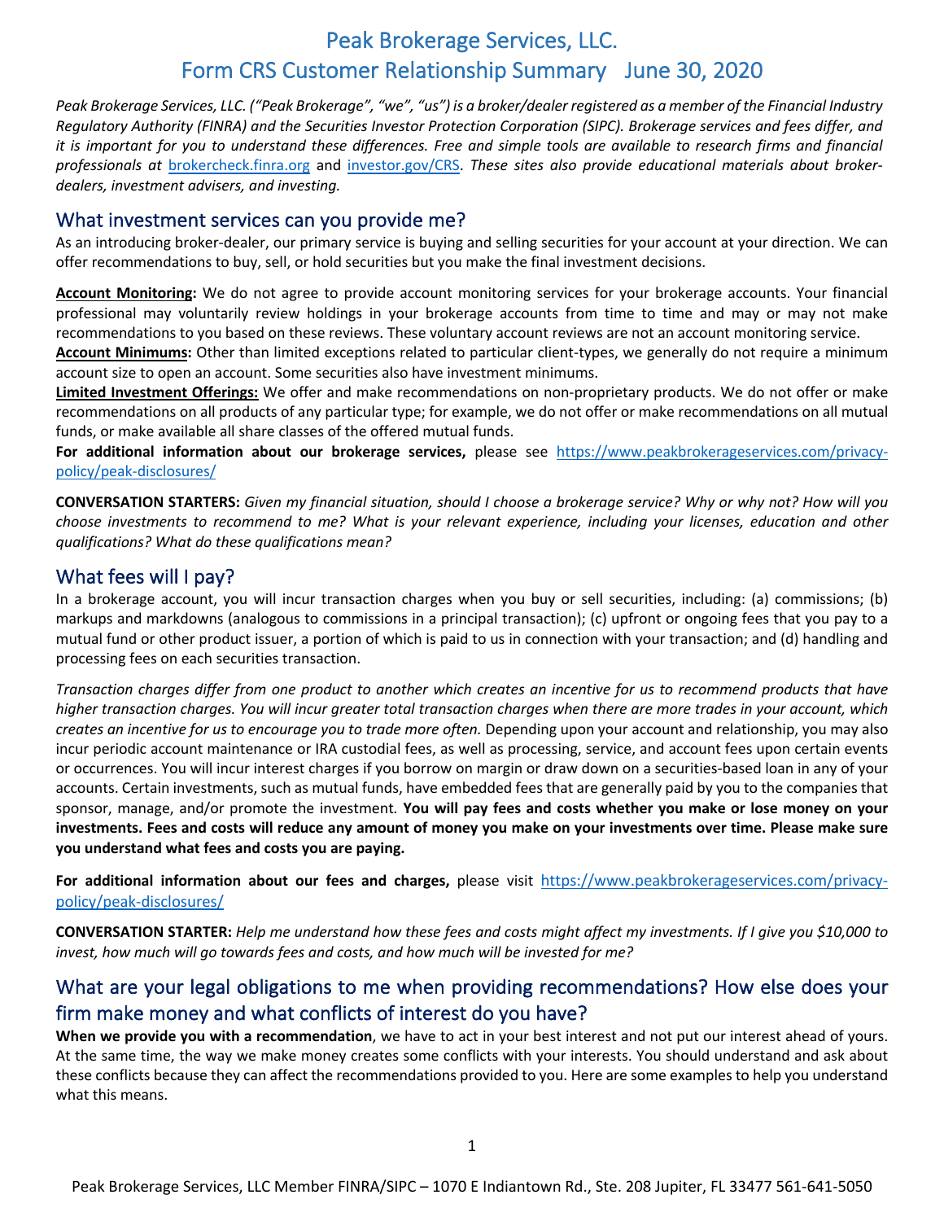# Peak Brokerage Services, LLC.
# Form CRS Customer Relationship Summary June 30, 2020

*Peak Brokerage Services, LLC. ("Peak Brokerage", "we", "us") is a broker/dealer registered as a member of the Financial Industry Regulatory Authority (FINRA) and the Securities Investor Protection Corporation (SIPC). Brokerage services and fees differ, and it is important for you to understand these differences. Free and simple tools are available to research firms and financial professionals at* [brokercheck.finra.org](brokercheck.finra.org) *and* [investor.gov/CRS](investor.gov/CRS)*. These sites also provide educational materials about broker-dealers, investment advisers, and investing.*

## What investment services can you provide me?

As an introducing broker-dealer, our primary service is buying and selling securities for your account at your direction. We can offer recommendations to buy, sell, or hold securities but you make the final investment decisions.

**Account Monitoring:** We do not agree to provide account monitoring services for your brokerage accounts. Your financial professional may voluntarily review holdings in your brokerage accounts from time to time and may or may not make recommendations to you based on these reviews. These voluntary account reviews are not an account monitoring service.

**Account Minimums:** Other than limited exceptions related to particular client-types, we generally do not require a minimum account size to open an account. Some securities also have investment minimums.

**Limited Investment Offerings:** We offer and make recommendations on non-proprietary products. We do not offer or make recommendations on all products of any particular type; for example, we do not offer or make recommendations on all mutual funds, or make available all share classes of the offered mutual funds.

**For additional information about our brokerage services,** please see [https://www.peakbrokerageservices.com/privacy-policy/peak-disclosures/](https://www.peakbrokerageservices.com/privacy-policy/peak-disclosures/)

**CONVERSATION STARTERS:** *Given my financial situation, should I choose a brokerage service? Why or why not? How will you choose investments to recommend to me? What is your relevant experience, including your licenses, education and other qualifications? What do these qualifications mean?*

## What fees will I pay?

In a brokerage account, you will incur transaction charges when you buy or sell securities, including: (a) commissions; (b) markups and markdowns (analogous to commissions in a principal transaction); (c) upfront or ongoing fees that you pay to a mutual fund or other product issuer, a portion of which is paid to us in connection with your transaction; and (d) handling and processing fees on each securities transaction.

*Transaction charges differ from one product to another which creates an incentive for us to recommend products that have higher transaction charges. You will incur greater total transaction charges when there are more trades in your account, which creates an incentive for us to encourage you to trade more often.* Depending upon your account and relationship, you may also incur periodic account maintenance or IRA custodial fees, as well as processing, service, and account fees upon certain events or occurrences. You will incur interest charges if you borrow on margin or draw down on a securities-based loan in any of your accounts. Certain investments, such as mutual funds, have embedded fees that are generally paid by you to the companies that sponsor, manage, and/or promote the investment. **You will pay fees and costs whether you make or lose money on your investments. Fees and costs will reduce any amount of money you make on your investments over time. Please make sure you understand what fees and costs you are paying.**

**For additional information about our fees and charges,** please visit [https://www.peakbrokerageservices.com/privacy-policy/peak-disclosures/](https://www.peakbrokerageservices.com/privacy-policy/peak-disclosures/)

**CONVERSATION STARTER:** *Help me understand how these fees and costs might affect my investments. If I give you $10,000 to invest, how much will go towards fees and costs, and how much will be invested for me?*

## What are your legal obligations to me when providing recommendations? How else does your firm make money and what conflicts of interest do you have?

**When we provide you with a recommendation**, we have to act in your best interest and not put our interest ahead of yours. At the same time, the way we make money creates some conflicts with your interests. You should understand and ask about these conflicts because they can affect the recommendations provided to you. Here are some examples to help you understand what this means.

Peak Brokerage Services, LLC Member FINRA/SIPC – 1070 E Indiantown Rd., Ste. 208 Jupiter, FL 33477 561-641-5050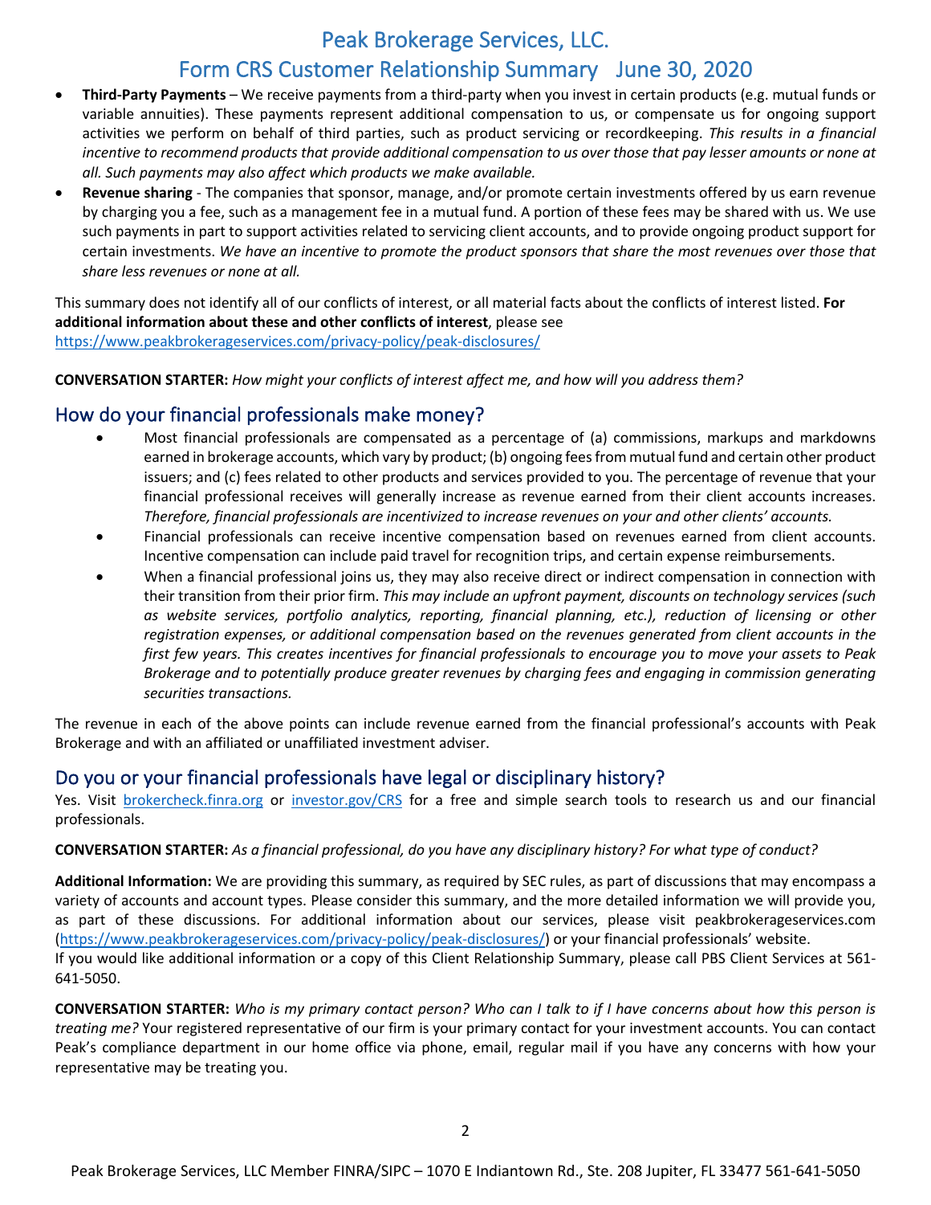- **Third-Party Payments** – We receive payments from a third-party when you invest in certain products (e.g. mutual funds or variable annuities). These payments represent additional compensation to us, or compensate us for ongoing support activities we perform on behalf of third parties, such as product servicing or recordkeeping. *This results in a financial incentive to recommend products that provide additional compensation to us over those that pay lesser amounts or none at all. Such payments may also affect which products we make available.*
- **Revenue sharing** - The companies that sponsor, manage, and/or promote certain investments offered by us earn revenue by charging you a fee, such as a management fee in a mutual fund. A portion of these fees may be shared with us. We use such payments in part to support activities related to servicing client accounts, and to provide ongoing product support for certain investments. *We have an incentive to promote the product sponsors that share the most revenues over those that share less revenues or none at all.*

This summary does not identify all of our conflicts of interest, or all material facts about the conflicts of interest listed. **For additional information about these and other conflicts of interest**, please see https://www.peakbrokerageservices.com/privacy-policy/peak-disclosures/

**CONVERSATION STARTER:** *How might your conflicts of interest affect me, and how will you address them?*

## How do your financial professionals make money?

- Most financial professionals are compensated as a percentage of (a) commissions, markups and markdowns earned in brokerage accounts, which vary by product; (b) ongoing fees from mutual fund and certain other product issuers; and (c) fees related to other products and services provided to you. The percentage of revenue that your financial professional receives will generally increase as revenue earned from their client accounts increases. *Therefore, financial professionals are incentivized to increase revenues on your and other clients' accounts.*
- Financial professionals can receive incentive compensation based on revenues earned from client accounts. Incentive compensation can include paid travel for recognition trips, and certain expense reimbursements.
- When a financial professional joins us, they may also receive direct or indirect compensation in connection with their transition from their prior firm. *This may include an upfront payment, discounts on technology services (such as website services, portfolio analytics, reporting, financial planning, etc.), reduction of licensing or other registration expenses, or additional compensation based on the revenues generated from client accounts in the first few years. This creates incentives for financial professionals to encourage you to move your assets to Peak Brokerage and to potentially produce greater revenues by charging fees and engaging in commission generating securities transactions.*

The revenue in each of the above points can include revenue earned from the financial professional's accounts with Peak Brokerage and with an affiliated or unaffiliated investment adviser.

## Do you or your financial professionals have legal or disciplinary history?

Yes. Visit brokercheck.finra.org or investor.gov/CRS for a free and simple search tools to research us and our financial professionals.

**CONVERSATION STARTER:** *As a financial professional, do you have any disciplinary history? For what type of conduct?*

**Additional Information:** We are providing this summary, as required by SEC rules, as part of discussions that may encompass a variety of accounts and account types. Please consider this summary, and the more detailed information we will provide you, as part of these discussions. For additional information about our services, please visit peakbrokerageservices.com (https://www.peakbrokerageservices.com/privacy-policy/peak-disclosures/) or your financial professionals' website.
If you would like additional information or a copy of this Client Relationship Summary, please call PBS Client Services at 561-641-5050.

**CONVERSATION STARTER:** *Who is my primary contact person? Who can I talk to if I have concerns about how this person is treating me?* Your registered representative of our firm is your primary contact for your investment accounts. You can contact Peak's compliance department in our home office via phone, email, regular mail if you have any concerns with how your representative may be treating you.